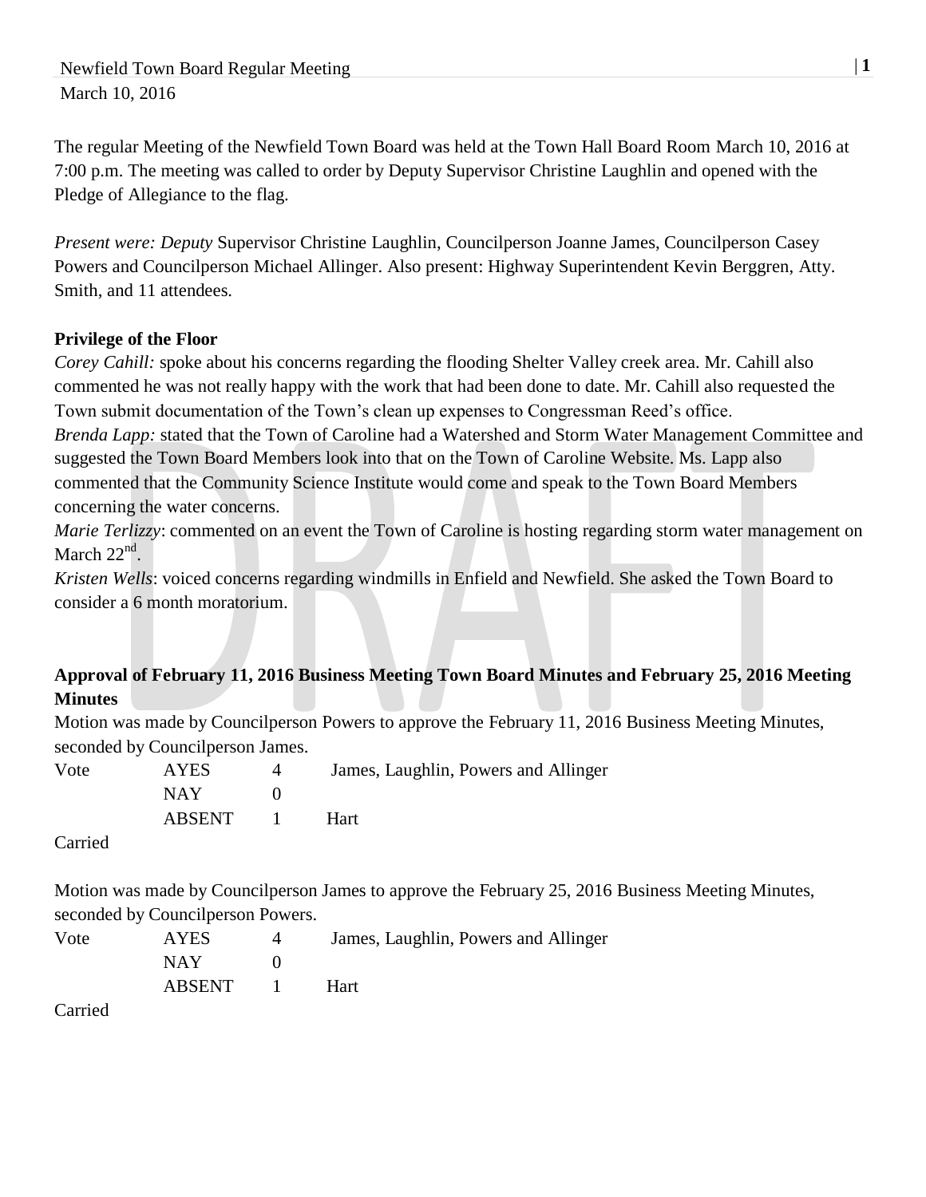The regular Meeting of the Newfield Town Board was held at the Town Hall Board Room March 10, 2016 at 7:00 p.m. The meeting was called to order by Deputy Supervisor Christine Laughlin and opened with the Pledge of Allegiance to the flag.

*Present were: Deputy* Supervisor Christine Laughlin, Councilperson Joanne James, Councilperson Casey Powers and Councilperson Michael Allinger. Also present: Highway Superintendent Kevin Berggren, Atty. Smith, and 11 attendees.

**Privilege of the Floor**

*Corey Cahill:* spoke about his concerns regarding the flooding Shelter Valley creek area. Mr. Cahill also commented he was not really happy with the work that had been done to date. Mr. Cahill also requested the Town submit documentation of the Town's clean up expenses to Congressman Reed's office.
*Brenda Lapp:* stated that the Town of Caroline had a Watershed and Storm Water Management Committee and suggested the Town Board Members look into that on the Town of Caroline Website. Ms. Lapp also commented that the Community Science Institute would come and speak to the Town Board Members concerning the water concerns.
*Marie Terlizzy*: commented on an event the Town of Caroline is hosting regarding storm water management on March 22nd.
*Kristen Wells*: voiced concerns regarding windmills in Enfield and Newfield. She asked the Town Board to consider a 6 month moratorium.

**Approval of February 11, 2016 Business Meeting Town Board Minutes and February 25, 2016 Meeting Minutes**

Motion was made by Councilperson Powers to approve the February 11, 2016 Business Meeting Minutes, seconded by Councilperson James.

| Vote | AYES | 4 | James, Laughlin, Powers and Allinger |
|---|---|---|---|
| | NAY | 0 | |
| | ABSENT | 1 | Hart |

Carried

Motion was made by Councilperson James to approve the February 25, 2016 Business Meeting Minutes, seconded by Councilperson Powers.

| Vote | AYES | 4 | James, Laughlin, Powers and Allinger |
|---|---|---|---|
| | NAY | 0 | |
| | ABSENT | 1 | Hart |

Carried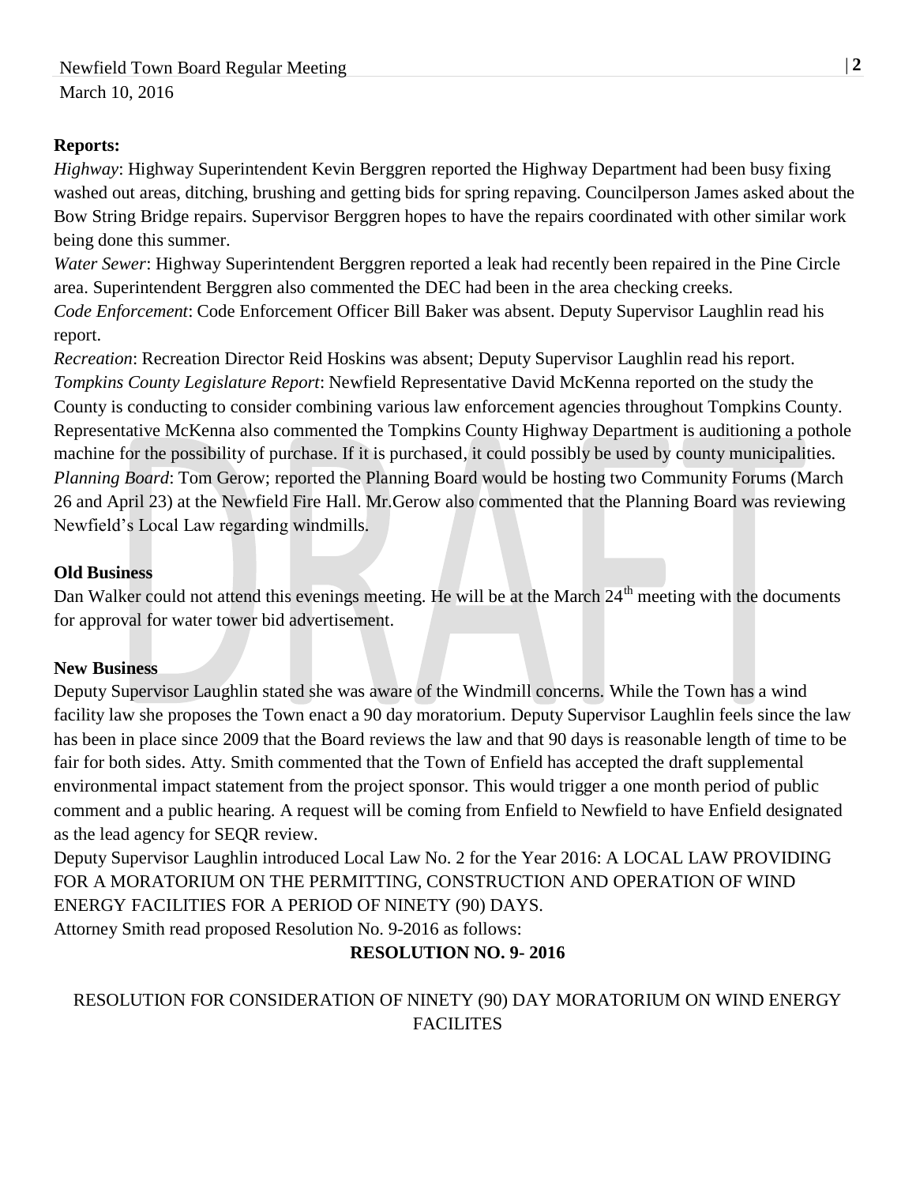**Reports:**

*Highway*: Highway Superintendent Kevin Berggren reported the Highway Department had been busy fixing washed out areas, ditching, brushing and getting bids for spring repaving. Councilperson James asked about the Bow String Bridge repairs. Supervisor Berggren hopes to have the repairs coordinated with other similar work being done this summer.

*Water Sewer*: Highway Superintendent Berggren reported a leak had recently been repaired in the Pine Circle area. Superintendent Berggren also commented the DEC had been in the area checking creeks.

*Code Enforcement*: Code Enforcement Officer Bill Baker was absent. Deputy Supervisor Laughlin read his report.

*Recreation*: Recreation Director Reid Hoskins was absent; Deputy Supervisor Laughlin read his report.

*Tompkins County Legislature Report*: Newfield Representative David McKenna reported on the study the County is conducting to consider combining various law enforcement agencies throughout Tompkins County. Representative McKenna also commented the Tompkins County Highway Department is auditioning a pothole machine for the possibility of purchase. If it is purchased, it could possibly be used by county municipalities.

*Planning Board*: Tom Gerow; reported the Planning Board would be hosting two Community Forums (March 26 and April 23) at the Newfield Fire Hall. Mr.Gerow also commented that the Planning Board was reviewing Newfield's Local Law regarding windmills.

**Old Business**

Dan Walker could not attend this evenings meeting. He will be at the March 24th meeting with the documents for approval for water tower bid advertisement.

**New Business**

Deputy Supervisor Laughlin stated she was aware of the Windmill concerns. While the Town has a wind facility law she proposes the Town enact a 90 day moratorium. Deputy Supervisor Laughlin feels since the law has been in place since 2009 that the Board reviews the law and that 90 days is reasonable length of time to be fair for both sides. Atty. Smith commented that the Town of Enfield has accepted the draft supplemental environmental impact statement from the project sponsor. This would trigger a one month period of public comment and a public hearing. A request will be coming from Enfield to Newfield to have Enfield designated as the lead agency for SEQR review.

Deputy Supervisor Laughlin introduced Local Law No. 2 for the Year 2016: A LOCAL LAW PROVIDING FOR A MORATORIUM ON THE PERMITTING, CONSTRUCTION AND OPERATION OF WIND ENERGY FACILITIES FOR A PERIOD OF NINETY (90) DAYS.

Attorney Smith read proposed Resolution No. 9-2016 as follows:

**RESOLUTION NO. 9- 2016**

RESOLUTION FOR CONSIDERATION OF NINETY (90) DAY MORATORIUM ON WIND ENERGY FACILITES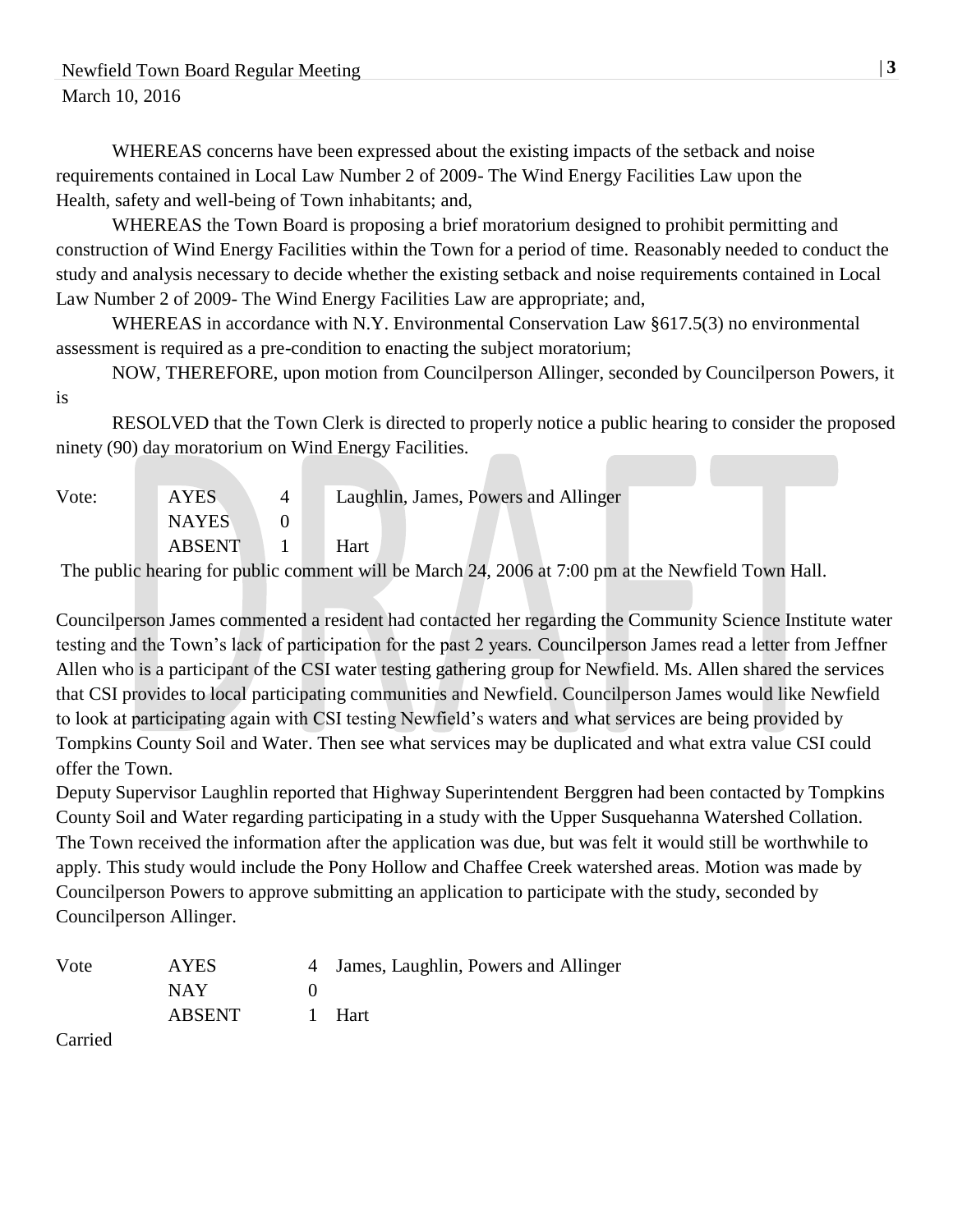WHEREAS concerns have been expressed about the existing impacts of the setback and noise requirements contained in Local Law Number 2 of 2009- The Wind Energy Facilities Law upon the Health, safety and well-being of Town inhabitants; and,

WHEREAS the Town Board is proposing a brief moratorium designed to prohibit permitting and construction of Wind Energy Facilities within the Town for a period of time. Reasonably needed to conduct the study and analysis necessary to decide whether the existing setback and noise requirements contained in Local Law Number 2 of 2009- The Wind Energy Facilities Law are appropriate; and,

WHEREAS in accordance with N.Y. Environmental Conservation Law §617.5(3) no environmental assessment is required as a pre-condition to enacting the subject moratorium;

NOW, THEREFORE, upon motion from Councilperson Allinger, seconded by Councilperson Powers, it is

RESOLVED that the Town Clerk is directed to properly notice a public hearing to consider the proposed ninety (90) day moratorium on Wind Energy Facilities.

| Vote: | AYES | 4 | Laughlin, James, Powers and Allinger |
|---|---|---|---|
| | NAYES | 0 | |
| | ABSENT | 1 | Hart |

The public hearing for public comment will be March 24, 2006 at 7:00 pm at the Newfield Town Hall.

Councilperson James commented a resident had contacted her regarding the Community Science Institute water testing and the Town's lack of participation for the past 2 years. Councilperson James read a letter from Jeffner Allen who is a participant of the CSI water testing gathering group for Newfield. Ms. Allen shared the services that CSI provides to local participating communities and Newfield. Councilperson James would like Newfield to look at participating again with CSI testing Newfield's waters and what services are being provided by Tompkins County Soil and Water. Then see what services may be duplicated and what extra value CSI could offer the Town.

Deputy Supervisor Laughlin reported that Highway Superintendent Berggren had been contacted by Tompkins County Soil and Water regarding participating in a study with the Upper Susquehanna Watershed Collation. The Town received the information after the application was due, but was felt it would still be worthwhile to apply. This study would include the Pony Hollow and Chaffee Creek watershed areas. Motion was made by Councilperson Powers to approve submitting an application to participate with the study, seconded by Councilperson Allinger.

| Vote | AYES | 4 | James, Laughlin, Powers and Allinger |
|---|---|---|---|
| | NAY | 0 | |
| | ABSENT | 1 | Hart |

Carried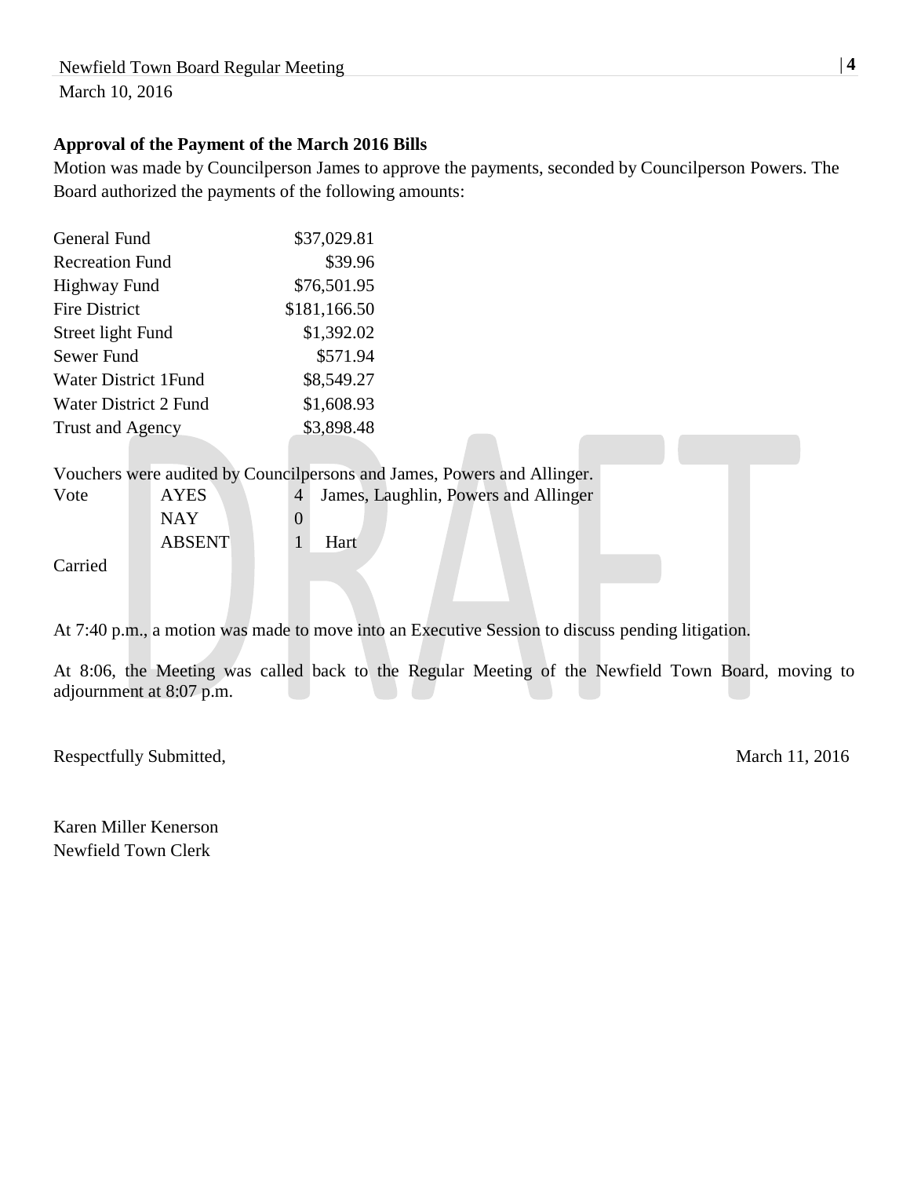### Approval of the Payment of the March 2016 Bills

Motion was made by Councilperson James to approve the payments, seconded by Councilperson Powers. The Board authorized the payments of the following amounts:

| | |
|---|---|
| General Fund | $37,029.81 |
| Recreation Fund | $39.96 |
| Highway Fund | $76,501.95 |
| Fire District | $181,166.50 |
| Street light Fund | $1,392.02 |
| Sewer Fund | $571.94 |
| Water District 1Fund | $8,549.27 |
| Water District 2 Fund | $1,608.93 |
| Trust and Agency | $3,898.48 |

Vouchers were audited by Councilpersons and James, Powers and Allinger.

| | | | |
|---|---|---|---|
| Vote | AYES | 4 | James, Laughlin, Powers and Allinger |
| | NAY | 0 | |
| | ABSENT | 1 | Hart |

Carried

At 7:40 p.m., a motion was made to move into an Executive Session to discuss pending litigation.

At 8:06, the Meeting was called back to the Regular Meeting of the Newfield Town Board, moving to adjournment at 8:07 p.m.

Respectfully Submitted, March 11, 2016

Karen Miller Kenerson
Newfield Town Clerk